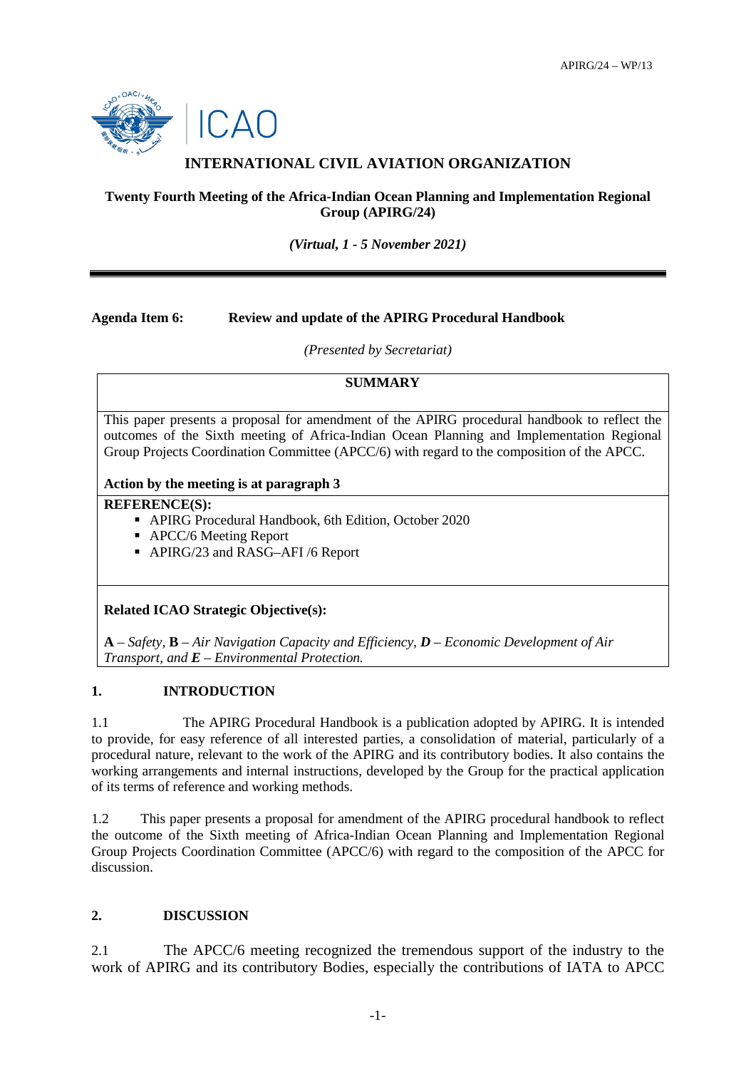# INTERNATIONAL CIVIL AVIATION ORGANIZATION

**Twenty Fourth Meeting of the Africa-Indian Ocean Planning and Implementation Regional Group (APIRG/24)**

***(Virtual, 1 - 5 November 2021)***

---

**Agenda Item 6: Review and update of the APIRG Procedural Handbook**

*(Presented by Secretariat)*

| **SUMMARY** |
|---|
| This paper presents a proposal for amendment of the APIRG procedural handbook to reflect the outcomes of the Sixth meeting of Africa-Indian Ocean Planning and Implementation Regional Group Projects Coordination Committee (APCC/6) with regard to the composition of the APCC.<br><br>**Action by the meeting is at paragraph 3** |
| **REFERENCE(S):**<br>▪ APIRG Procedural Handbook, 6th Edition, October 2020<br>▪ APCC/6 Meeting Report<br>▪ APIRG/23 and RASG–AFI /6 Report |
| **Related ICAO Strategic Objective(s):**<br><br>**A** – *Safety*, **B** – *Air Navigation Capacity and Efficiency*, ***D*** – *Economic Development of Air Transport, and* ***E*** – *Environmental Protection.* |

## 1. INTRODUCTION

1.1 The APIRG Procedural Handbook is a publication adopted by APIRG. It is intended to provide, for easy reference of all interested parties, a consolidation of material, particularly of a procedural nature, relevant to the work of the APIRG and its contributory bodies. It also contains the working arrangements and internal instructions, developed by the Group for the practical application of its terms of reference and working methods.

1.2 This paper presents a proposal for amendment of the APIRG procedural handbook to reflect the outcome of the Sixth meeting of Africa-Indian Ocean Planning and Implementation Regional Group Projects Coordination Committee (APCC/6) with regard to the composition of the APCC for discussion.

## 2. DISCUSSION

2.1 The APCC/6 meeting recognized the tremendous support of the industry to the work of APIRG and its contributory Bodies, especially the contributions of IATA to APCC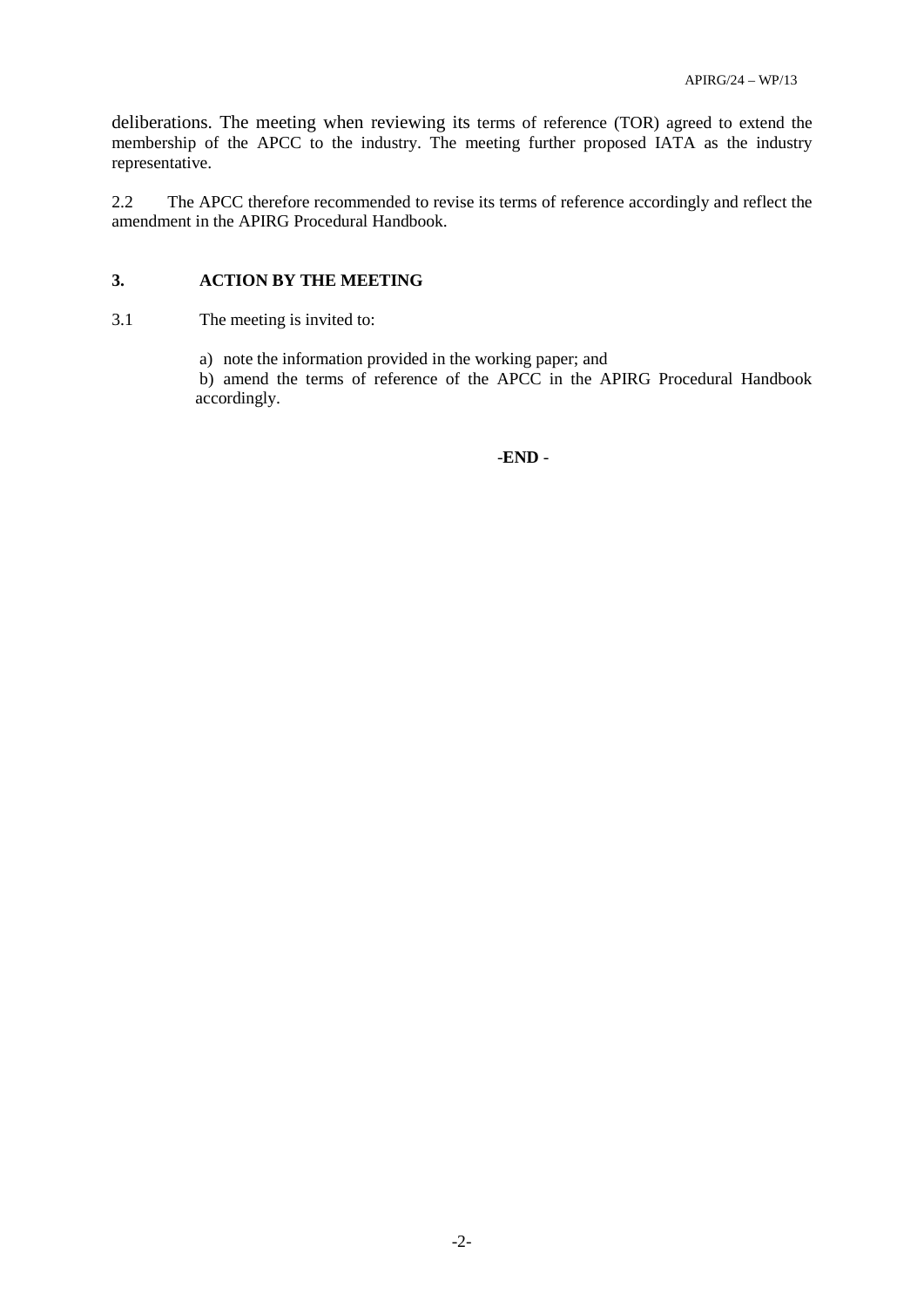deliberations. The meeting when reviewing its terms of reference (TOR) agreed to extend the membership of the APCC to the industry. The meeting further proposed IATA as the industry representative.

2.2 The APCC therefore recommended to revise its terms of reference accordingly and reflect the amendment in the APIRG Procedural Handbook.

## 3. ACTION BY THE MEETING

3.1 The meeting is invited to:

a) note the information provided in the working paper; and

b) amend the terms of reference of the APCC in the APIRG Procedural Handbook accordingly.

-**END** -